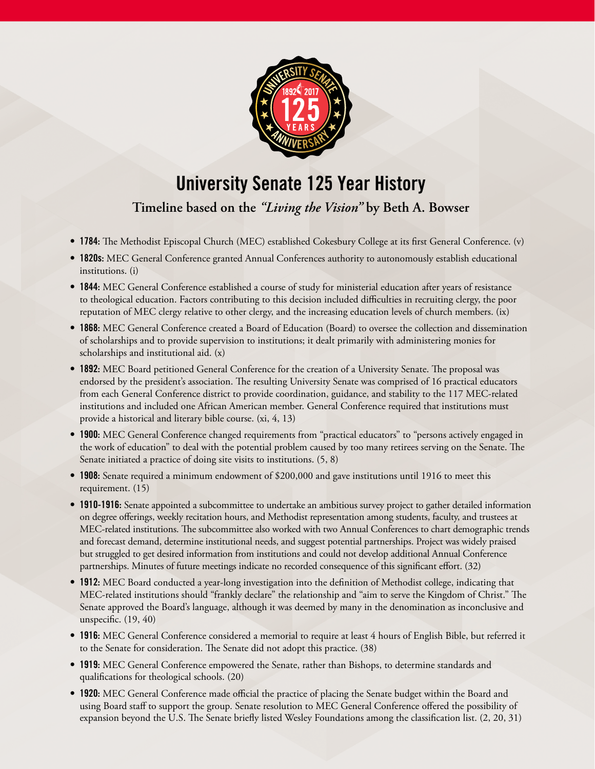# University Senate 125 Year History

**Timeline based on the *"Living the Vision"* by Beth A. Bowser**

- **1784:** The Methodist Episcopal Church (MEC) established Cokesbury College at its first General Conference. (v)
- **1820s:** MEC General Conference granted Annual Conferences authority to autonomously establish educational institutions. (i)
- **1844:** MEC General Conference established a course of study for ministerial education after years of resistance to theological education. Factors contributing to this decision included difficulties in recruiting clergy, the poor reputation of MEC clergy relative to other clergy, and the increasing education levels of church members. (ix)
- **1868:** MEC General Conference created a Board of Education (Board) to oversee the collection and dissemination of scholarships and to provide supervision to institutions; it dealt primarily with administering monies for scholarships and institutional aid. (x)
- **1892:** MEC Board petitioned General Conference for the creation of a University Senate. The proposal was endorsed by the president's association. The resulting University Senate was comprised of 16 practical educators from each General Conference district to provide coordination, guidance, and stability to the 117 MEC-related institutions and included one African American member. General Conference required that institutions must provide a historical and literary bible course. (xi, 4, 13)
- **1900:** MEC General Conference changed requirements from "practical educators" to "persons actively engaged in the work of education" to deal with the potential problem caused by too many retirees serving on the Senate. The Senate initiated a practice of doing site visits to institutions. (5, 8)
- **1908:** Senate required a minimum endowment of $200,000 and gave institutions until 1916 to meet this requirement. (15)
- **1910-1916:** Senate appointed a subcommittee to undertake an ambitious survey project to gather detailed information on degree offerings, weekly recitation hours, and Methodist representation among students, faculty, and trustees at MEC-related institutions. The subcommittee also worked with two Annual Conferences to chart demographic trends and forecast demand, determine institutional needs, and suggest potential partnerships. Project was widely praised but struggled to get desired information from institutions and could not develop additional Annual Conference partnerships. Minutes of future meetings indicate no recorded consequence of this significant effort. (32)
- **1912:** MEC Board conducted a year-long investigation into the definition of Methodist college, indicating that MEC-related institutions should "frankly declare" the relationship and "aim to serve the Kingdom of Christ." The Senate approved the Board's language, although it was deemed by many in the denomination as inconclusive and unspecific. (19, 40)
- **1916:** MEC General Conference considered a memorial to require at least 4 hours of English Bible, but referred it to the Senate for consideration. The Senate did not adopt this practice. (38)
- **1919:** MEC General Conference empowered the Senate, rather than Bishops, to determine standards and qualifications for theological schools. (20)
- **1920:** MEC General Conference made official the practice of placing the Senate budget within the Board and using Board staff to support the group. Senate resolution to MEC General Conference offered the possibility of expansion beyond the U.S. The Senate briefly listed Wesley Foundations among the classification list. (2, 20, 31)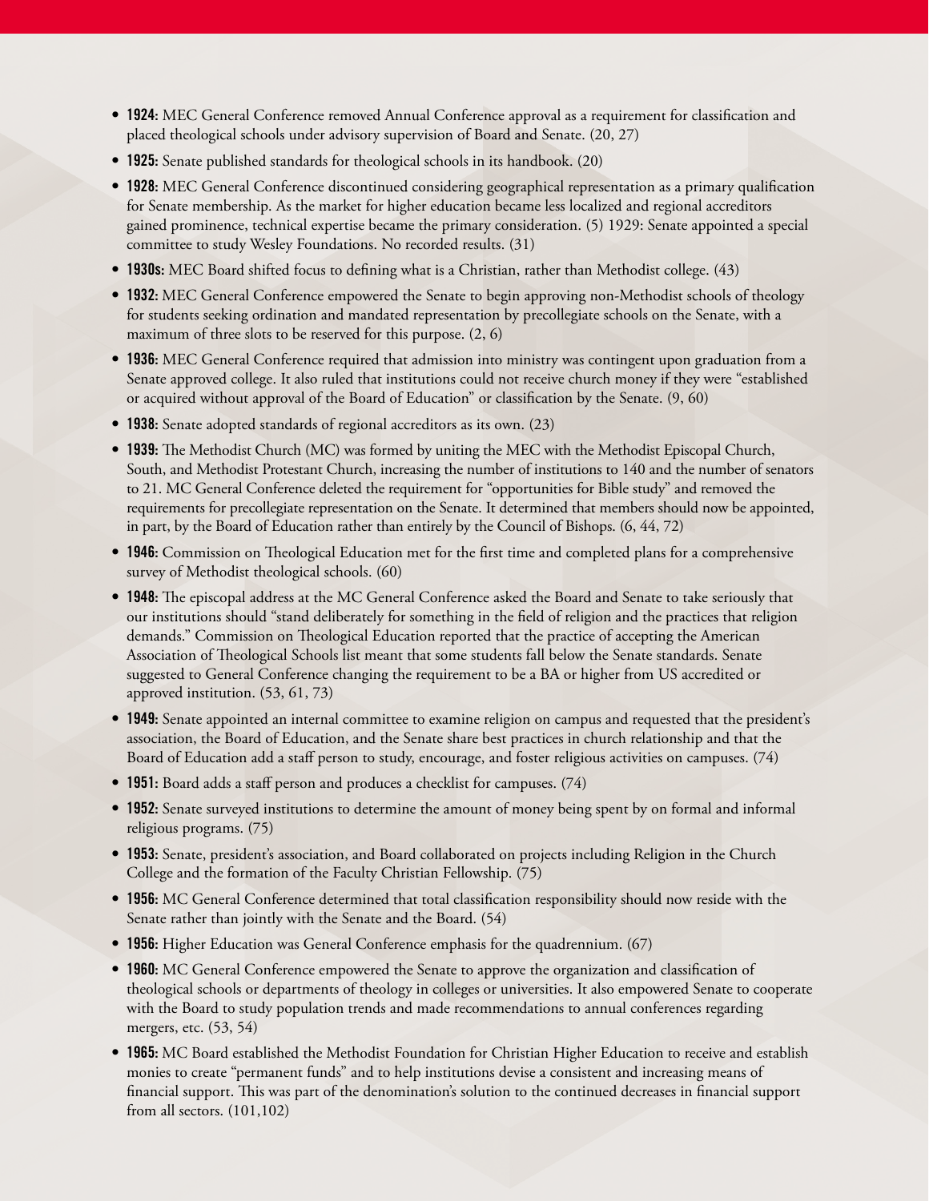- **1924:** MEC General Conference removed Annual Conference approval as a requirement for classification and placed theological schools under advisory supervision of Board and Senate. (20, 27)
- **1925:** Senate published standards for theological schools in its handbook. (20)
- **1928:** MEC General Conference discontinued considering geographical representation as a primary qualification for Senate membership. As the market for higher education became less localized and regional accreditors gained prominence, technical expertise became the primary consideration. (5) 1929: Senate appointed a special committee to study Wesley Foundations. No recorded results. (31)
- **1930s:** MEC Board shifted focus to defining what is a Christian, rather than Methodist college. (43)
- **1932:** MEC General Conference empowered the Senate to begin approving non-Methodist schools of theology for students seeking ordination and mandated representation by precollegiate schools on the Senate, with a maximum of three slots to be reserved for this purpose. (2, 6)
- **1936:** MEC General Conference required that admission into ministry was contingent upon graduation from a Senate approved college. It also ruled that institutions could not receive church money if they were "established or acquired without approval of the Board of Education" or classification by the Senate. (9, 60)
- **1938:** Senate adopted standards of regional accreditors as its own. (23)
- **1939:** The Methodist Church (MC) was formed by uniting the MEC with the Methodist Episcopal Church, South, and Methodist Protestant Church, increasing the number of institutions to 140 and the number of senators to 21. MC General Conference deleted the requirement for "opportunities for Bible study" and removed the requirements for precollegiate representation on the Senate. It determined that members should now be appointed, in part, by the Board of Education rather than entirely by the Council of Bishops. (6, 44, 72)
- **1946:** Commission on Theological Education met for the first time and completed plans for a comprehensive survey of Methodist theological schools. (60)
- **1948:** The episcopal address at the MC General Conference asked the Board and Senate to take seriously that our institutions should "stand deliberately for something in the field of religion and the practices that religion demands." Commission on Theological Education reported that the practice of accepting the American Association of Theological Schools list meant that some students fall below the Senate standards. Senate suggested to General Conference changing the requirement to be a BA or higher from US accredited or approved institution. (53, 61, 73)
- **1949:** Senate appointed an internal committee to examine religion on campus and requested that the president's association, the Board of Education, and the Senate share best practices in church relationship and that the Board of Education add a staff person to study, encourage, and foster religious activities on campuses. (74)
- **1951:** Board adds a staff person and produces a checklist for campuses. (74)
- **1952:** Senate surveyed institutions to determine the amount of money being spent by on formal and informal religious programs. (75)
- **1953:** Senate, president's association, and Board collaborated on projects including Religion in the Church College and the formation of the Faculty Christian Fellowship. (75)
- **1956:** MC General Conference determined that total classification responsibility should now reside with the Senate rather than jointly with the Senate and the Board. (54)
- **1956:** Higher Education was General Conference emphasis for the quadrennium. (67)
- **1960:** MC General Conference empowered the Senate to approve the organization and classification of theological schools or departments of theology in colleges or universities. It also empowered Senate to cooperate with the Board to study population trends and made recommendations to annual conferences regarding mergers, etc. (53, 54)
- **1965:** MC Board established the Methodist Foundation for Christian Higher Education to receive and establish monies to create "permanent funds" and to help institutions devise a consistent and increasing means of financial support. This was part of the denomination's solution to the continued decreases in financial support from all sectors. (101,102)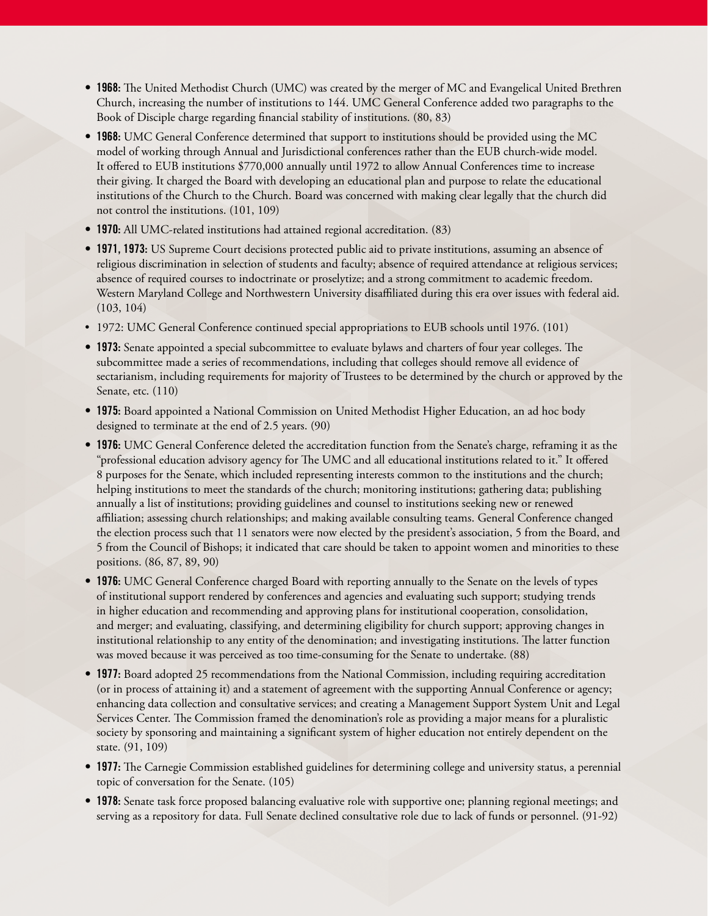- **1968:** The United Methodist Church (UMC) was created by the merger of MC and Evangelical United Brethren Church, increasing the number of institutions to 144. UMC General Conference added two paragraphs to the Book of Disciple charge regarding financial stability of institutions. (80, 83)
- **1968:** UMC General Conference determined that support to institutions should be provided using the MC model of working through Annual and Jurisdictional conferences rather than the EUB church-wide model. It offered to EUB institutions $770,000 annually until 1972 to allow Annual Conferences time to increase their giving. It charged the Board with developing an educational plan and purpose to relate the educational institutions of the Church to the Church. Board was concerned with making clear legally that the church did not control the institutions. (101, 109)
- **1970:** All UMC-related institutions had attained regional accreditation. (83)
- **1971, 1973:** US Supreme Court decisions protected public aid to private institutions, assuming an absence of religious discrimination in selection of students and faculty; absence of required attendance at religious services; absence of required courses to indoctrinate or proselytize; and a strong commitment to academic freedom. Western Maryland College and Northwestern University disaffiliated during this era over issues with federal aid. (103, 104)
- 1972: UMC General Conference continued special appropriations to EUB schools until 1976. (101)
- **1973:** Senate appointed a special subcommittee to evaluate bylaws and charters of four year colleges. The subcommittee made a series of recommendations, including that colleges should remove all evidence of sectarianism, including requirements for majority of Trustees to be determined by the church or approved by the Senate, etc. (110)
- **1975:** Board appointed a National Commission on United Methodist Higher Education, an ad hoc body designed to terminate at the end of 2.5 years. (90)
- **1976:** UMC General Conference deleted the accreditation function from the Senate's charge, reframing it as the "professional education advisory agency for The UMC and all educational institutions related to it." It offered 8 purposes for the Senate, which included representing interests common to the institutions and the church; helping institutions to meet the standards of the church; monitoring institutions; gathering data; publishing annually a list of institutions; providing guidelines and counsel to institutions seeking new or renewed affiliation; assessing church relationships; and making available consulting teams. General Conference changed the election process such that 11 senators were now elected by the president's association, 5 from the Board, and 5 from the Council of Bishops; it indicated that care should be taken to appoint women and minorities to these positions. (86, 87, 89, 90)
- **1976:** UMC General Conference charged Board with reporting annually to the Senate on the levels of types of institutional support rendered by conferences and agencies and evaluating such support; studying trends in higher education and recommending and approving plans for institutional cooperation, consolidation, and merger; and evaluating, classifying, and determining eligibility for church support; approving changes in institutional relationship to any entity of the denomination; and investigating institutions. The latter function was moved because it was perceived as too time-consuming for the Senate to undertake. (88)
- **1977:** Board adopted 25 recommendations from the National Commission, including requiring accreditation (or in process of attaining it) and a statement of agreement with the supporting Annual Conference or agency; enhancing data collection and consultative services; and creating a Management Support System Unit and Legal Services Center. The Commission framed the denomination's role as providing a major means for a pluralistic society by sponsoring and maintaining a significant system of higher education not entirely dependent on the state. (91, 109)
- **1977:** The Carnegie Commission established guidelines for determining college and university status, a perennial topic of conversation for the Senate. (105)
- **1978:** Senate task force proposed balancing evaluative role with supportive one; planning regional meetings; and serving as a repository for data. Full Senate declined consultative role due to lack of funds or personnel. (91-92)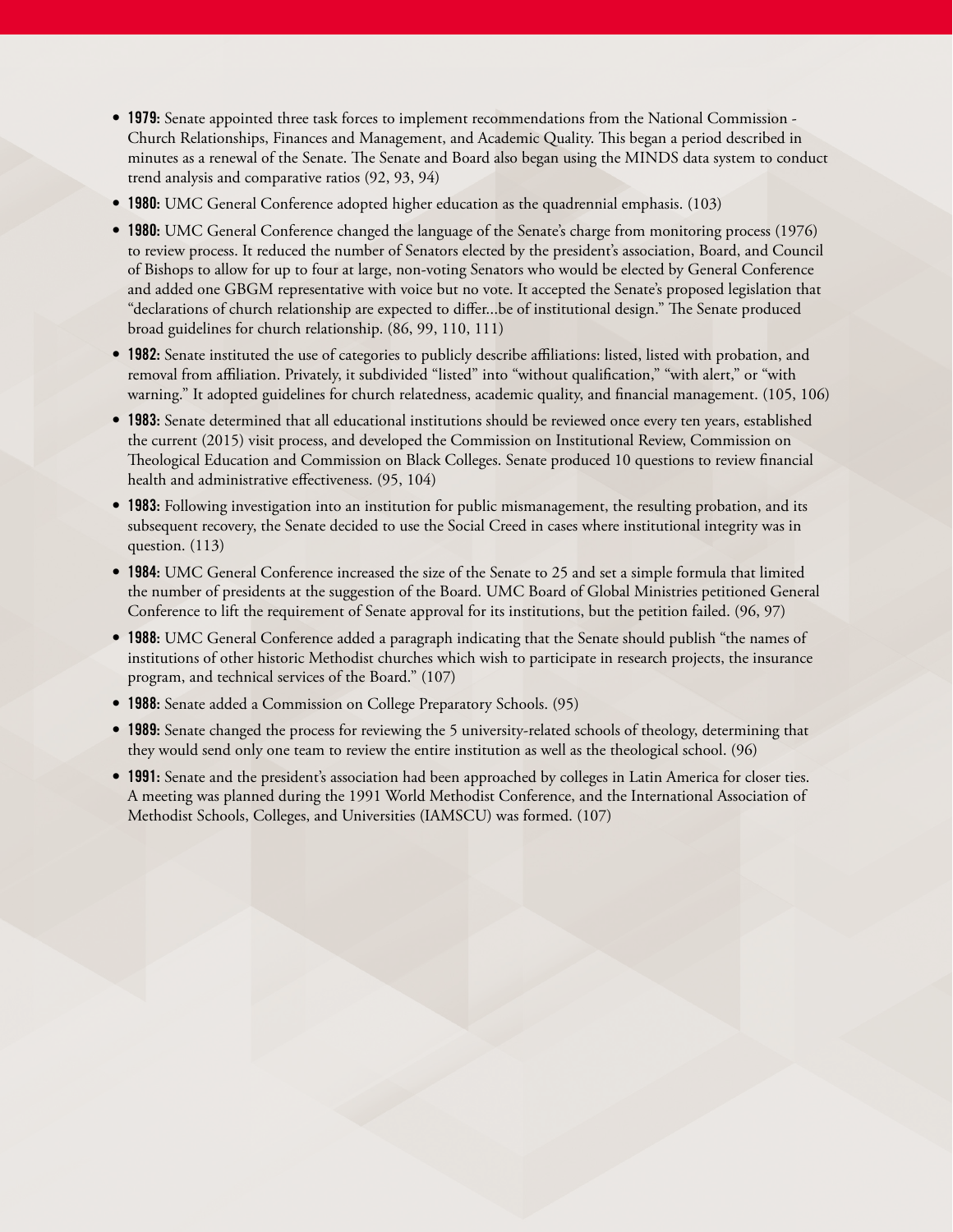- **1979:** Senate appointed three task forces to implement recommendations from the National Commission - Church Relationships, Finances and Management, and Academic Quality. This began a period described in minutes as a renewal of the Senate. The Senate and Board also began using the MINDS data system to conduct trend analysis and comparative ratios (92, 93, 94)
- **1980:** UMC General Conference adopted higher education as the quadrennial emphasis. (103)
- **1980:** UMC General Conference changed the language of the Senate's charge from monitoring process (1976) to review process. It reduced the number of Senators elected by the president's association, Board, and Council of Bishops to allow for up to four at large, non-voting Senators who would be elected by General Conference and added one GBGM representative with voice but no vote. It accepted the Senate's proposed legislation that "declarations of church relationship are expected to differ...be of institutional design." The Senate produced broad guidelines for church relationship. (86, 99, 110, 111)
- **1982:** Senate instituted the use of categories to publicly describe affiliations: listed, listed with probation, and removal from affiliation. Privately, it subdivided "listed" into "without qualification," "with alert," or "with warning." It adopted guidelines for church relatedness, academic quality, and financial management. (105, 106)
- **1983:** Senate determined that all educational institutions should be reviewed once every ten years, established the current (2015) visit process, and developed the Commission on Institutional Review, Commission on Theological Education and Commission on Black Colleges. Senate produced 10 questions to review financial health and administrative effectiveness. (95, 104)
- **1983:** Following investigation into an institution for public mismanagement, the resulting probation, and its subsequent recovery, the Senate decided to use the Social Creed in cases where institutional integrity was in question. (113)
- **1984:** UMC General Conference increased the size of the Senate to 25 and set a simple formula that limited the number of presidents at the suggestion of the Board. UMC Board of Global Ministries petitioned General Conference to lift the requirement of Senate approval for its institutions, but the petition failed. (96, 97)
- **1988:** UMC General Conference added a paragraph indicating that the Senate should publish "the names of institutions of other historic Methodist churches which wish to participate in research projects, the insurance program, and technical services of the Board." (107)
- **1988:** Senate added a Commission on College Preparatory Schools. (95)
- **1989:** Senate changed the process for reviewing the 5 university-related schools of theology, determining that they would send only one team to review the entire institution as well as the theological school. (96)
- **1991:** Senate and the president's association had been approached by colleges in Latin America for closer ties. A meeting was planned during the 1991 World Methodist Conference, and the International Association of Methodist Schools, Colleges, and Universities (IAMSCU) was formed. (107)